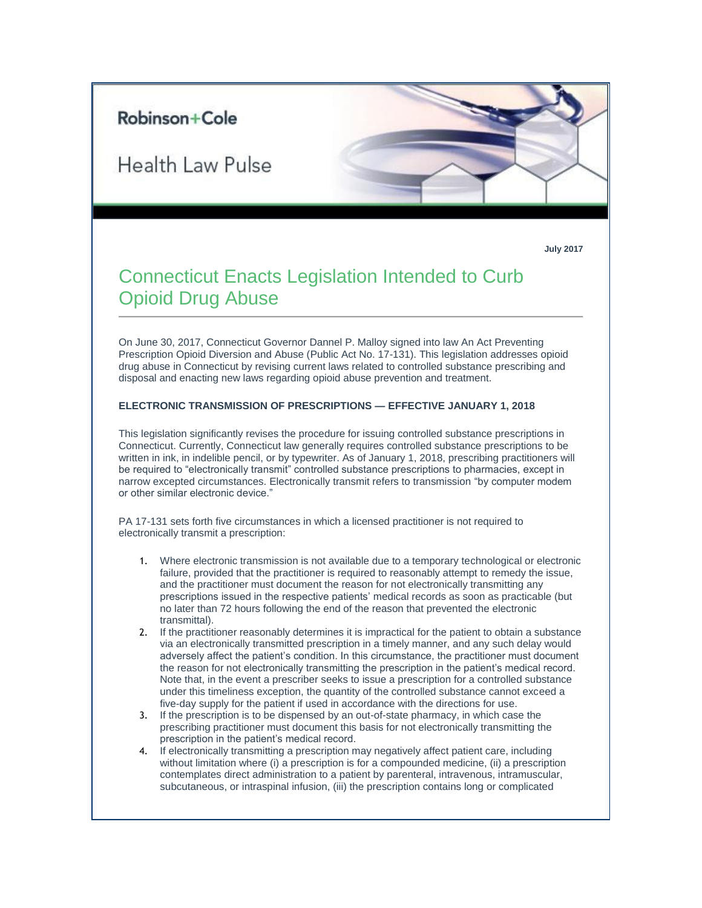Robinson+Cole

Health Law Pulse

July 2017

# Connecticut Enacts Legislation Intended to Curb Opioid Drug Abuse

On June 30, 2017, Connecticut Governor Dannel P. Malloy signed into law An Act Preventing Prescription Opioid Diversion and Abuse (Public Act No. 17-131). This legislation addresses opioid drug abuse in Connecticut by revising current laws related to controlled substance prescribing and disposal and enacting new laws regarding opioid abuse prevention and treatment.

**ELECTRONIC TRANSMISSION OF PRESCRIPTIONS — EFFECTIVE JANUARY 1, 2018**

This legislation significantly revises the procedure for issuing controlled substance prescriptions in Connecticut. Currently, Connecticut law generally requires controlled substance prescriptions to be written in ink, in indelible pencil, or by typewriter. As of January 1, 2018, prescribing practitioners will be required to "electronically transmit" controlled substance prescriptions to pharmacies, except in narrow excepted circumstances. Electronically transmit refers to transmission "by computer modem or other similar electronic device."

PA 17-131 sets forth five circumstances in which a licensed practitioner is not required to electronically transmit a prescription:

1. Where electronic transmission is not available due to a temporary technological or electronic failure, provided that the practitioner is required to reasonably attempt to remedy the issue, and the practitioner must document the reason for not electronically transmitting any prescriptions issued in the respective patients' medical records as soon as practicable (but no later than 72 hours following the end of the reason that prevented the electronic transmittal).
2. If the practitioner reasonably determines it is impractical for the patient to obtain a substance via an electronically transmitted prescription in a timely manner, and any such delay would adversely affect the patient's condition. In this circumstance, the practitioner must document the reason for not electronically transmitting the prescription in the patient's medical record. Note that, in the event a prescriber seeks to issue a prescription for a controlled substance under this timeliness exception, the quantity of the controlled substance cannot exceed a five-day supply for the patient if used in accordance with the directions for use.
3. If the prescription is to be dispensed by an out-of-state pharmacy, in which case the prescribing practitioner must document this basis for not electronically transmitting the prescription in the patient's medical record.
4. If electronically transmitting a prescription may negatively affect patient care, including without limitation where (i) a prescription is for a compounded medicine, (ii) a prescription contemplates direct administration to a patient by parenteral, intravenous, intramuscular, subcutaneous, or intraspinal infusion, (iii) the prescription contains long or complicated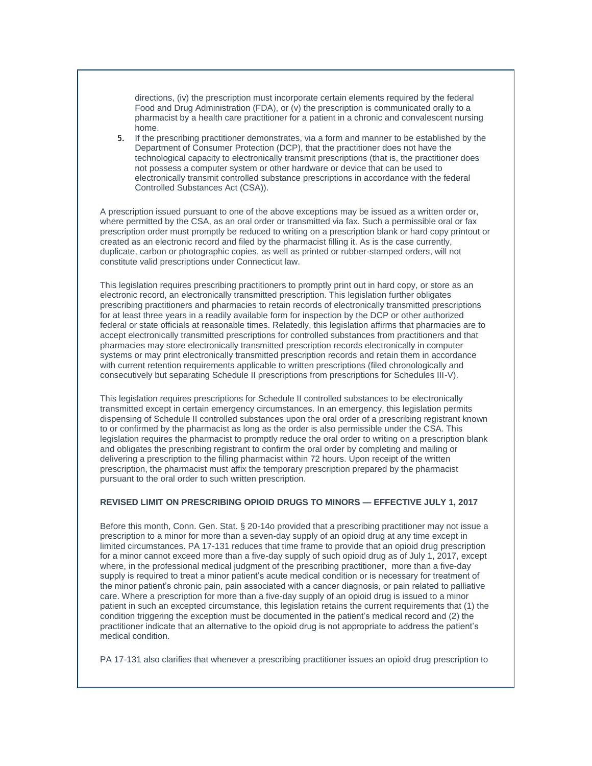directions, (iv) the prescription must incorporate certain elements required by the federal Food and Drug Administration (FDA), or (v) the prescription is communicated orally to a pharmacist by a health care practitioner for a patient in a chronic and convalescent nursing home.

5. If the prescribing practitioner demonstrates, via a form and manner to be established by the Department of Consumer Protection (DCP), that the practitioner does not have the technological capacity to electronically transmit prescriptions (that is, the practitioner does not possess a computer system or other hardware or device that can be used to electronically transmit controlled substance prescriptions in accordance with the federal Controlled Substances Act (CSA)).

A prescription issued pursuant to one of the above exceptions may be issued as a written order or, where permitted by the CSA, as an oral order or transmitted via fax. Such a permissible oral or fax prescription order must promptly be reduced to writing on a prescription blank or hard copy printout or created as an electronic record and filed by the pharmacist filling it. As is the case currently, duplicate, carbon or photographic copies, as well as printed or rubber-stamped orders, will not constitute valid prescriptions under Connecticut law.

This legislation requires prescribing practitioners to promptly print out in hard copy, or store as an electronic record, an electronically transmitted prescription. This legislation further obligates prescribing practitioners and pharmacies to retain records of electronically transmitted prescriptions for at least three years in a readily available form for inspection by the DCP or other authorized federal or state officials at reasonable times. Relatedly, this legislation affirms that pharmacies are to accept electronically transmitted prescriptions for controlled substances from practitioners and that pharmacies may store electronically transmitted prescription records electronically in computer systems or may print electronically transmitted prescription records and retain them in accordance with current retention requirements applicable to written prescriptions (filed chronologically and consecutively but separating Schedule II prescriptions from prescriptions for Schedules III-V).

This legislation requires prescriptions for Schedule II controlled substances to be electronically transmitted except in certain emergency circumstances. In an emergency, this legislation permits dispensing of Schedule II controlled substances upon the oral order of a prescribing registrant known to or confirmed by the pharmacist as long as the order is also permissible under the CSA. This legislation requires the pharmacist to promptly reduce the oral order to writing on a prescription blank and obligates the prescribing registrant to confirm the oral order by completing and mailing or delivering a prescription to the filling pharmacist within 72 hours. Upon receipt of the written prescription, the pharmacist must affix the temporary prescription prepared by the pharmacist pursuant to the oral order to such written prescription.

**REVISED LIMIT ON PRESCRIBING OPIOID DRUGS TO MINORS — EFFECTIVE JULY 1, 2017**

Before this month, Conn. Gen. Stat. § 20-14o provided that a prescribing practitioner may not issue a prescription to a minor for more than a seven-day supply of an opioid drug at any time except in limited circumstances. PA 17-131 reduces that time frame to provide that an opioid drug prescription for a minor cannot exceed more than a five-day supply of such opioid drug as of July 1, 2017, except where, in the professional medical judgment of the prescribing practitioner, more than a five-day supply is required to treat a minor patient's acute medical condition or is necessary for treatment of the minor patient's chronic pain, pain associated with a cancer diagnosis, or pain related to palliative care. Where a prescription for more than a five-day supply of an opioid drug is issued to a minor patient in such an excepted circumstance, this legislation retains the current requirements that (1) the condition triggering the exception must be documented in the patient's medical record and (2) the practitioner indicate that an alternative to the opioid drug is not appropriate to address the patient's medical condition.

PA 17-131 also clarifies that whenever a prescribing practitioner issues an opioid drug prescription to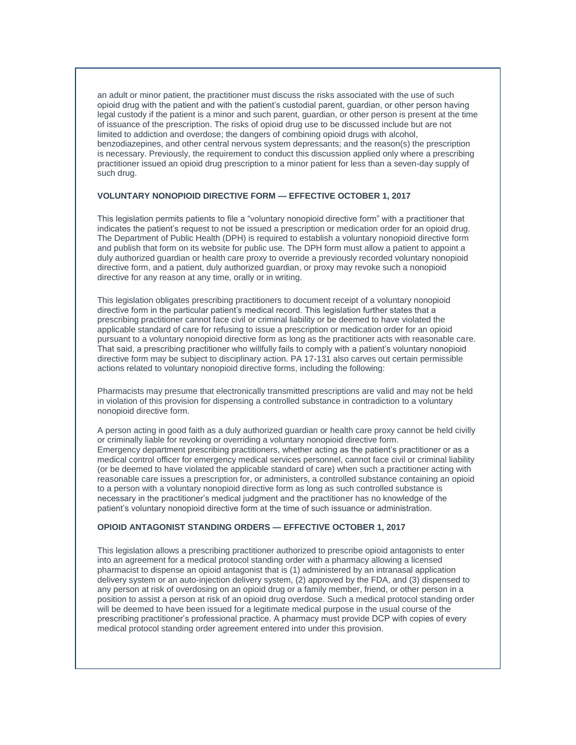an adult or minor patient, the practitioner must discuss the risks associated with the use of such opioid drug with the patient and with the patient's custodial parent, guardian, or other person having legal custody if the patient is a minor and such parent, guardian, or other person is present at the time of issuance of the prescription. The risks of opioid drug use to be discussed include but are not limited to addiction and overdose; the dangers of combining opioid drugs with alcohol, benzodiazepines, and other central nervous system depressants; and the reason(s) the prescription is necessary. Previously, the requirement to conduct this discussion applied only where a prescribing practitioner issued an opioid drug prescription to a minor patient for less than a seven-day supply of such drug.

**VOLUNTARY NONOPIOID DIRECTIVE FORM — EFFECTIVE OCTOBER 1, 2017**

This legislation permits patients to file a "voluntary nonopioid directive form" with a practitioner that indicates the patient's request to not be issued a prescription or medication order for an opioid drug. The Department of Public Health (DPH) is required to establish a voluntary nonopioid directive form and publish that form on its website for public use. The DPH form must allow a patient to appoint a duly authorized guardian or health care proxy to override a previously recorded voluntary nonopioid directive form, and a patient, duly authorized guardian, or proxy may revoke such a nonopioid directive for any reason at any time, orally or in writing.

This legislation obligates prescribing practitioners to document receipt of a voluntary nonopioid directive form in the particular patient's medical record. This legislation further states that a prescribing practitioner cannot face civil or criminal liability or be deemed to have violated the applicable standard of care for refusing to issue a prescription or medication order for an opioid pursuant to a voluntary nonopioid directive form as long as the practitioner acts with reasonable care. That said, a prescribing practitioner who willfully fails to comply with a patient's voluntary nonopioid directive form may be subject to disciplinary action. PA 17-131 also carves out certain permissible actions related to voluntary nonopioid directive forms, including the following:

Pharmacists may presume that electronically transmitted prescriptions are valid and may not be held in violation of this provision for dispensing a controlled substance in contradiction to a voluntary nonopioid directive form.

A person acting in good faith as a duly authorized guardian or health care proxy cannot be held civilly or criminally liable for revoking or overriding a voluntary nonopioid directive form.
Emergency department prescribing practitioners, whether acting as the patient's practitioner or as a medical control officer for emergency medical services personnel, cannot face civil or criminal liability (or be deemed to have violated the applicable standard of care) when such a practitioner acting with reasonable care issues a prescription for, or administers, a controlled substance containing an opioid to a person with a voluntary nonopioid directive form as long as such controlled substance is necessary in the practitioner's medical judgment and the practitioner has no knowledge of the patient's voluntary nonopioid directive form at the time of such issuance or administration.

**OPIOID ANTAGONIST STANDING ORDERS — EFFECTIVE OCTOBER 1, 2017**

This legislation allows a prescribing practitioner authorized to prescribe opioid antagonists to enter into an agreement for a medical protocol standing order with a pharmacy allowing a licensed pharmacist to dispense an opioid antagonist that is (1) administered by an intranasal application delivery system or an auto-injection delivery system, (2) approved by the FDA, and (3) dispensed to any person at risk of overdosing on an opioid drug or a family member, friend, or other person in a position to assist a person at risk of an opioid drug overdose. Such a medical protocol standing order will be deemed to have been issued for a legitimate medical purpose in the usual course of the prescribing practitioner's professional practice. A pharmacy must provide DCP with copies of every medical protocol standing order agreement entered into under this provision.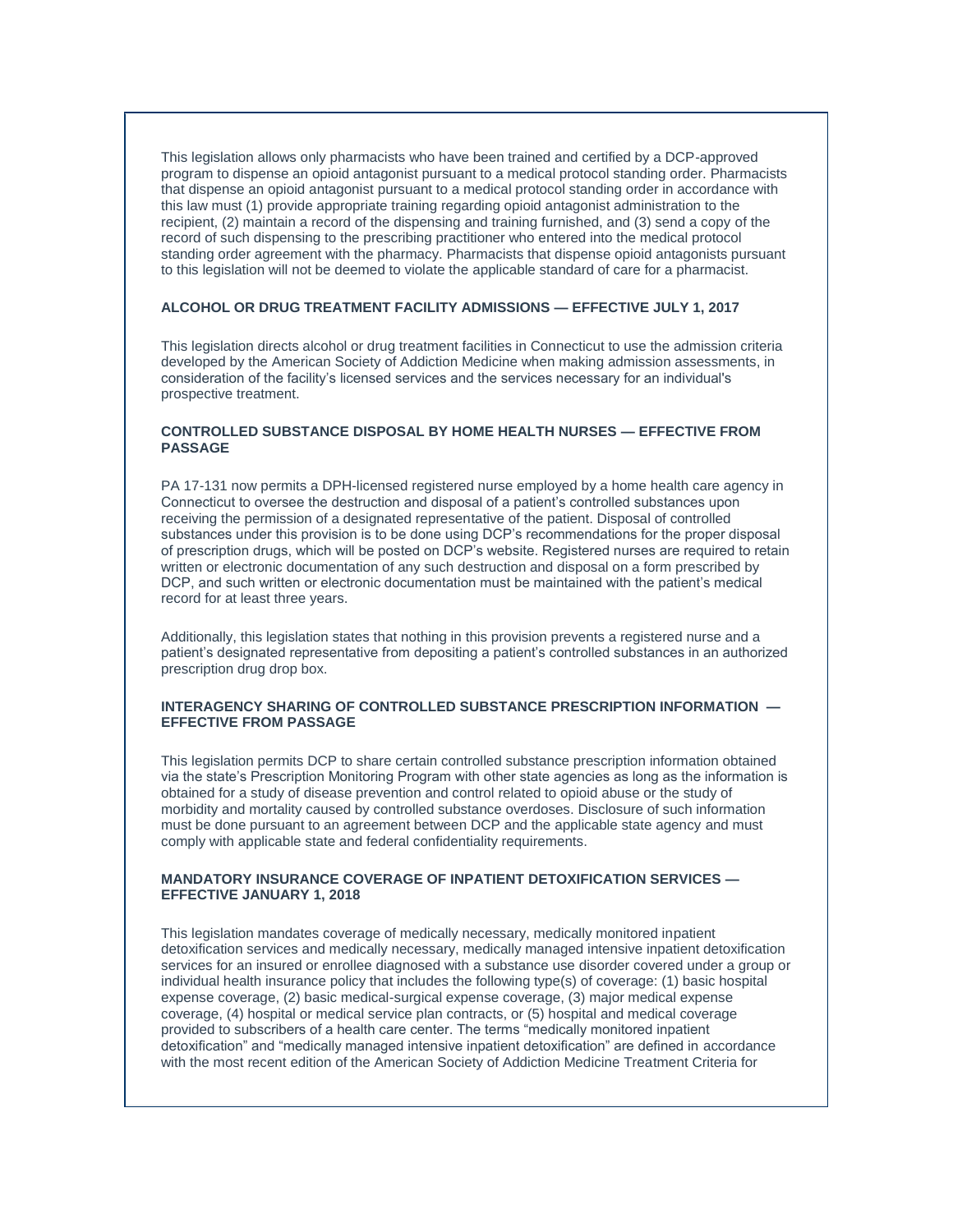This legislation allows only pharmacists who have been trained and certified by a DCP-approved program to dispense an opioid antagonist pursuant to a medical protocol standing order. Pharmacists that dispense an opioid antagonist pursuant to a medical protocol standing order in accordance with this law must (1) provide appropriate training regarding opioid antagonist administration to the recipient, (2) maintain a record of the dispensing and training furnished, and (3) send a copy of the record of such dispensing to the prescribing practitioner who entered into the medical protocol standing order agreement with the pharmacy. Pharmacists that dispense opioid antagonists pursuant to this legislation will not be deemed to violate the applicable standard of care for a pharmacist.

### ALCOHOL OR DRUG TREATMENT FACILITY ADMISSIONS — EFFECTIVE JULY 1, 2017

This legislation directs alcohol or drug treatment facilities in Connecticut to use the admission criteria developed by the American Society of Addiction Medicine when making admission assessments, in consideration of the facility's licensed services and the services necessary for an individual's prospective treatment.

### CONTROLLED SUBSTANCE DISPOSAL BY HOME HEALTH NURSES — EFFECTIVE FROM PASSAGE

PA 17-131 now permits a DPH-licensed registered nurse employed by a home health care agency in Connecticut to oversee the destruction and disposal of a patient's controlled substances upon receiving the permission of a designated representative of the patient. Disposal of controlled substances under this provision is to be done using DCP's recommendations for the proper disposal of prescription drugs, which will be posted on DCP's website. Registered nurses are required to retain written or electronic documentation of any such destruction and disposal on a form prescribed by DCP, and such written or electronic documentation must be maintained with the patient's medical record for at least three years.

Additionally, this legislation states that nothing in this provision prevents a registered nurse and a patient's designated representative from depositing a patient's controlled substances in an authorized prescription drug drop box.

### INTERAGENCY SHARING OF CONTROLLED SUBSTANCE PRESCRIPTION INFORMATION — EFFECTIVE FROM PASSAGE

This legislation permits DCP to share certain controlled substance prescription information obtained via the state's Prescription Monitoring Program with other state agencies as long as the information is obtained for a study of disease prevention and control related to opioid abuse or the study of morbidity and mortality caused by controlled substance overdoses. Disclosure of such information must be done pursuant to an agreement between DCP and the applicable state agency and must comply with applicable state and federal confidentiality requirements.

### MANDATORY INSURANCE COVERAGE OF INPATIENT DETOXIFICATION SERVICES — EFFECTIVE JANUARY 1, 2018

This legislation mandates coverage of medically necessary, medically monitored inpatient detoxification services and medically necessary, medically managed intensive inpatient detoxification services for an insured or enrollee diagnosed with a substance use disorder covered under a group or individual health insurance policy that includes the following type(s) of coverage: (1) basic hospital expense coverage, (2) basic medical-surgical expense coverage, (3) major medical expense coverage, (4) hospital or medical service plan contracts, or (5) hospital and medical coverage provided to subscribers of a health care center. The terms "medically monitored inpatient detoxification" and "medically managed intensive inpatient detoxification" are defined in accordance with the most recent edition of the American Society of Addiction Medicine Treatment Criteria for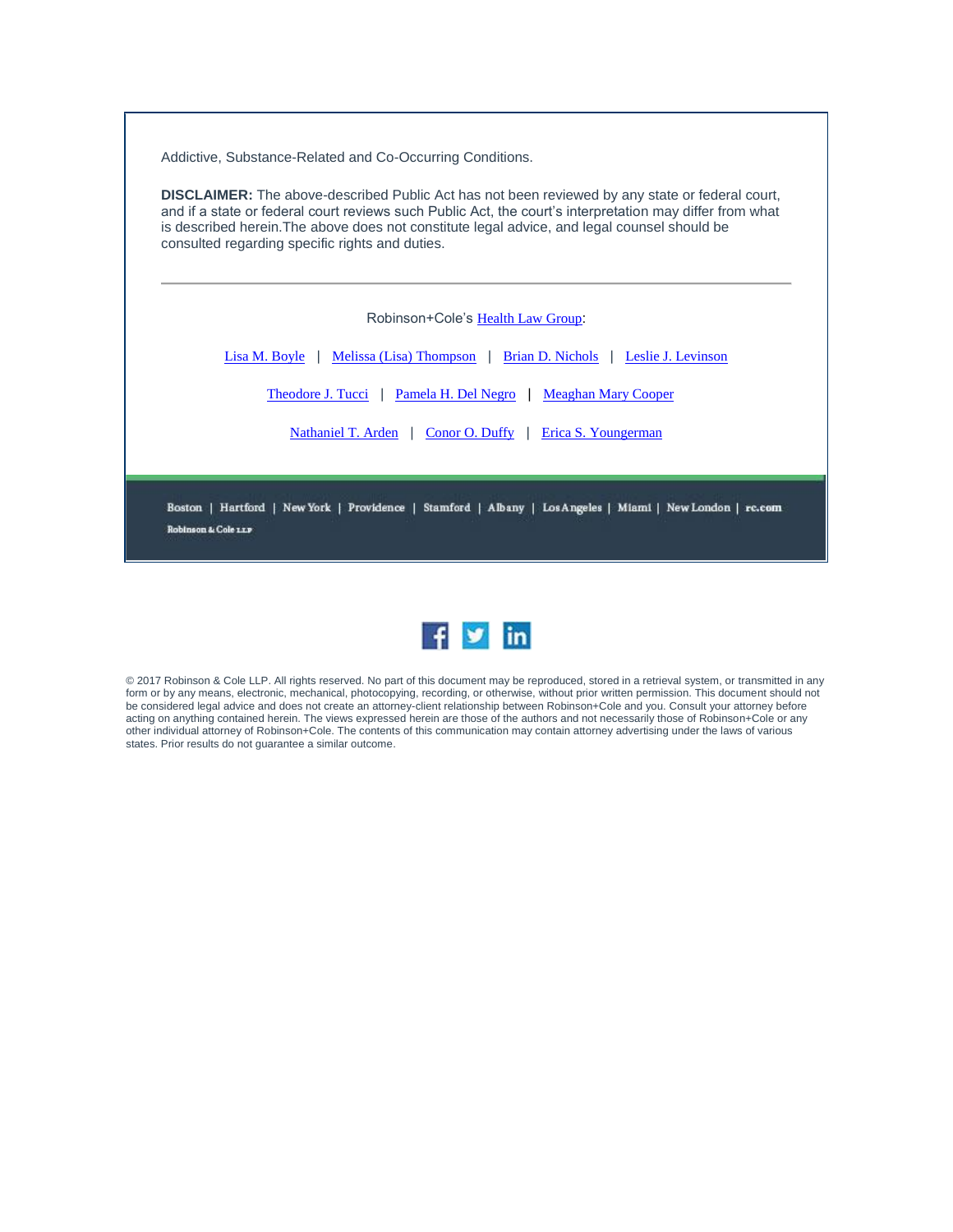Addictive, Substance-Related and Co-Occurring Conditions.

**DISCLAIMER:** The above-described Public Act has not been reviewed by any state or federal court, and if a state or federal court reviews such Public Act, the court's interpretation may differ from what is described herein.The above does not constitute legal advice, and legal counsel should be consulted regarding specific rights and duties.

---

Robinson+Cole's Health Law Group:

Lisa M. Boyle | Melissa (Lisa) Thompson | Brian D. Nichols | Leslie J. Levinson

Theodore J. Tucci | Pamela H. Del Negro | Meaghan Mary Cooper

Nathaniel T. Arden | Conor O. Duffy | Erica S. Youngerman

Boston | Hartford | New York | Providence | Stamford | Albany | Los Angeles | Miami | New London | rc.com

Robinson & Cole LLP

© 2017 Robinson & Cole LLP. All rights reserved. No part of this document may be reproduced, stored in a retrieval system, or transmitted in any form or by any means, electronic, mechanical, photocopying, recording, or otherwise, without prior written permission. This document should not be considered legal advice and does not create an attorney-client relationship between Robinson+Cole and you. Consult your attorney before acting on anything contained herein. The views expressed herein are those of the authors and not necessarily those of Robinson+Cole or any other individual attorney of Robinson+Cole. The contents of this communication may contain attorney advertising under the laws of various states. Prior results do not guarantee a similar outcome.